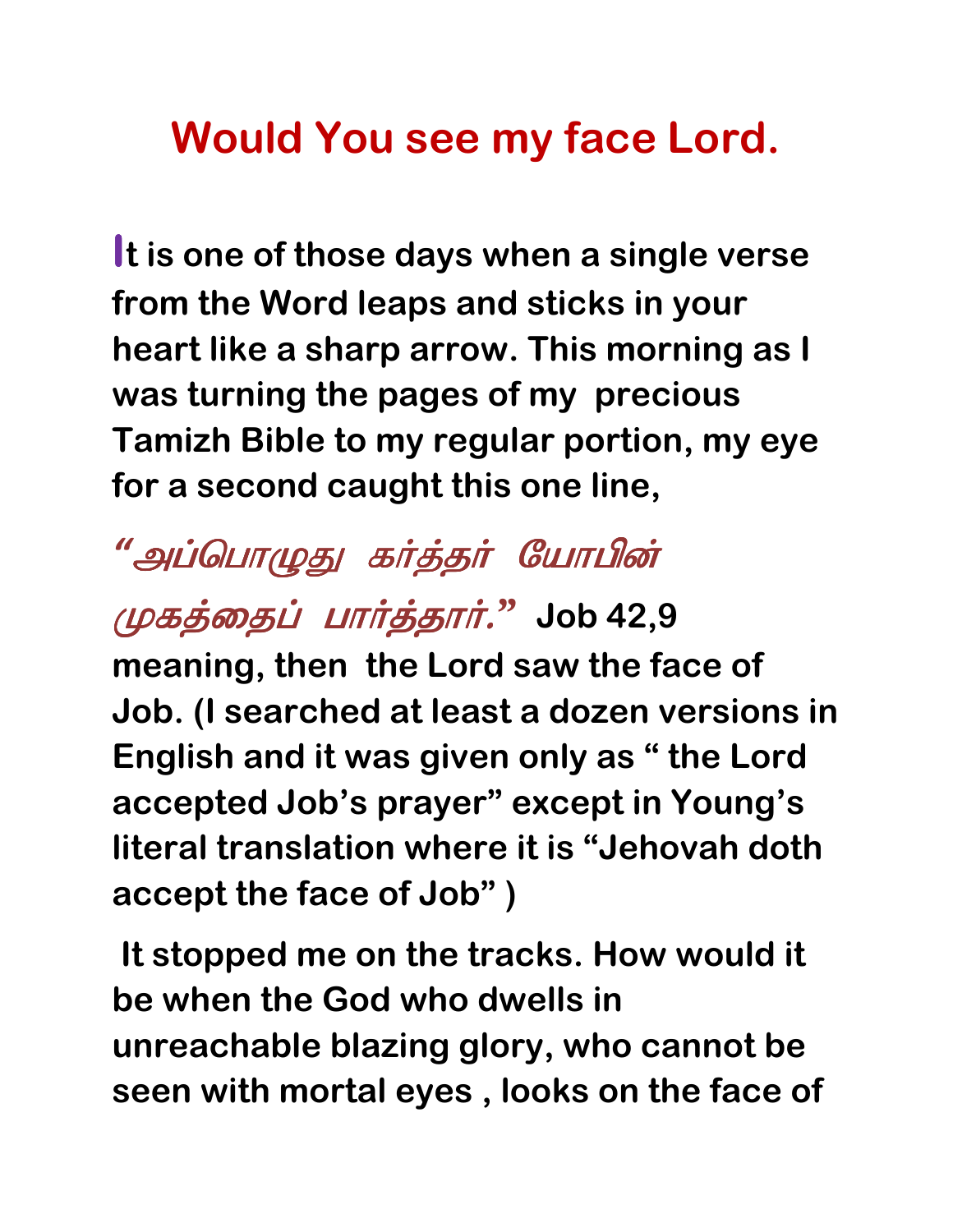# Would You see my face Lord.

**It is one of those days when a single verse from the Word leaps and sticks in your heart like a sharp arrow. This morning as I was turning the pages of my precious Tamizh Bible to my regular portion, my eye for a second caught this one line,**

*"அப்பொழுது கர்த்தர் யோபின் முகத்தைப் பார்த்தார்."* **Job 42,9 meaning, then the Lord saw the face of Job. (I searched at least a dozen versions in English and it was given only as " the Lord accepted Job's prayer" except in Young's literal translation where it is "Jehovah doth accept the face of Job" )**

**It stopped me on the tracks. How would it be when the God who dwells in unreachable blazing glory, who cannot be seen with mortal eyes , looks on the face of**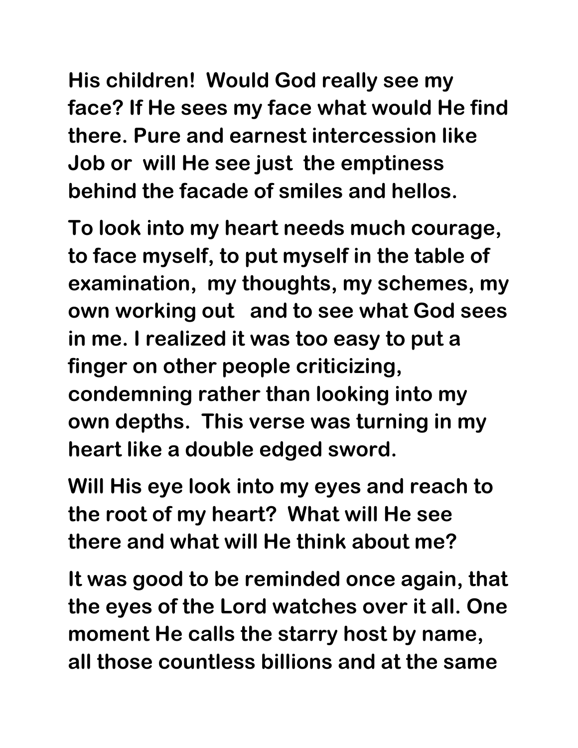His children! Would God really see my face? If He sees my face what would He find there. Pure and earnest intercession like Job or will He see just the emptiness behind the facade of smiles and hellos.

To look into my heart needs much courage, to face myself, to put myself in the table of examination, my thoughts, my schemes, my own working out and to see what God sees in me. I realized it was too easy to put a finger on other people criticizing, condemning rather than looking into my own depths. This verse was turning in my heart like a double edged sword.

Will His eye look into my eyes and reach to the root of my heart? What will He see there and what will He think about me?

It was good to be reminded once again, that the eyes of the Lord watches over it all. One moment He calls the starry host by name, all those countless billions and at the same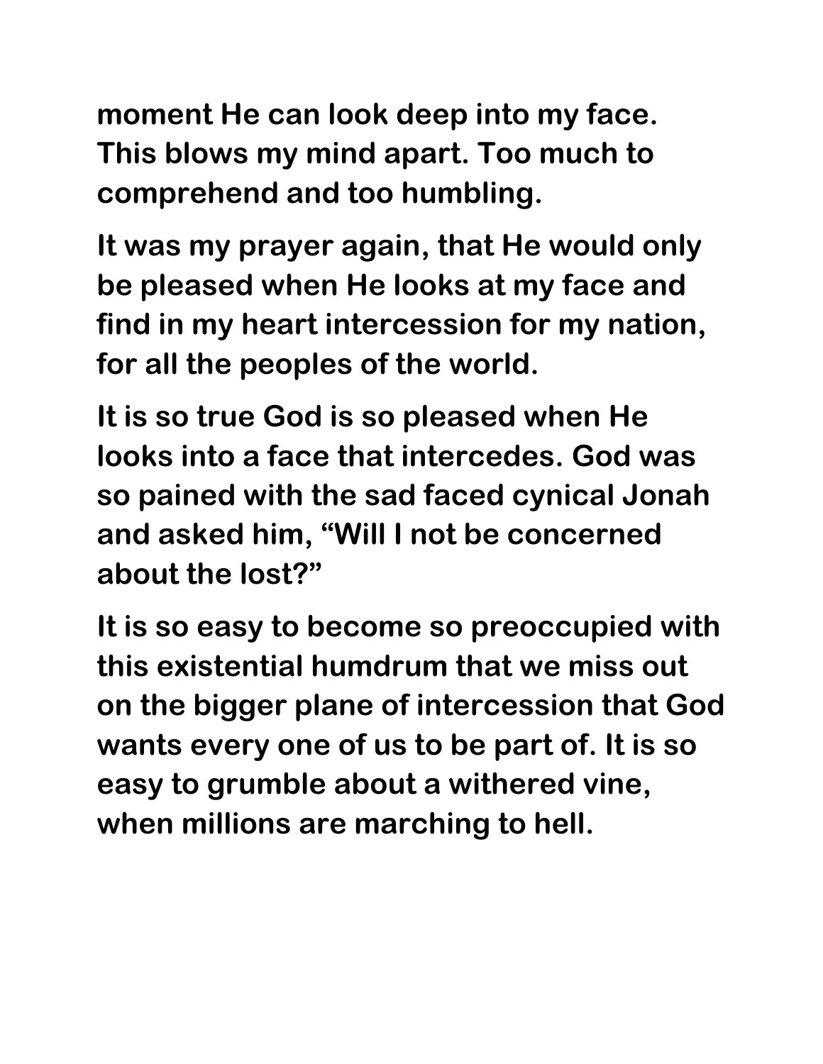moment He can look deep into my face. This blows my mind apart. Too much to comprehend and too humbling.

It was my prayer again, that He would only be pleased when He looks at my face and find in my heart intercession for my nation, for all the peoples of the world.

It is so true God is so pleased when He looks into a face that intercedes. God was so pained with the sad faced cynical Jonah and asked him, “Will I not be concerned about the lost?”

It is so easy to become so preoccupied with this existential humdrum that we miss out on the bigger plane of intercession that God wants every one of us to be part of. It is so easy to grumble about a withered vine, when millions are marching to hell.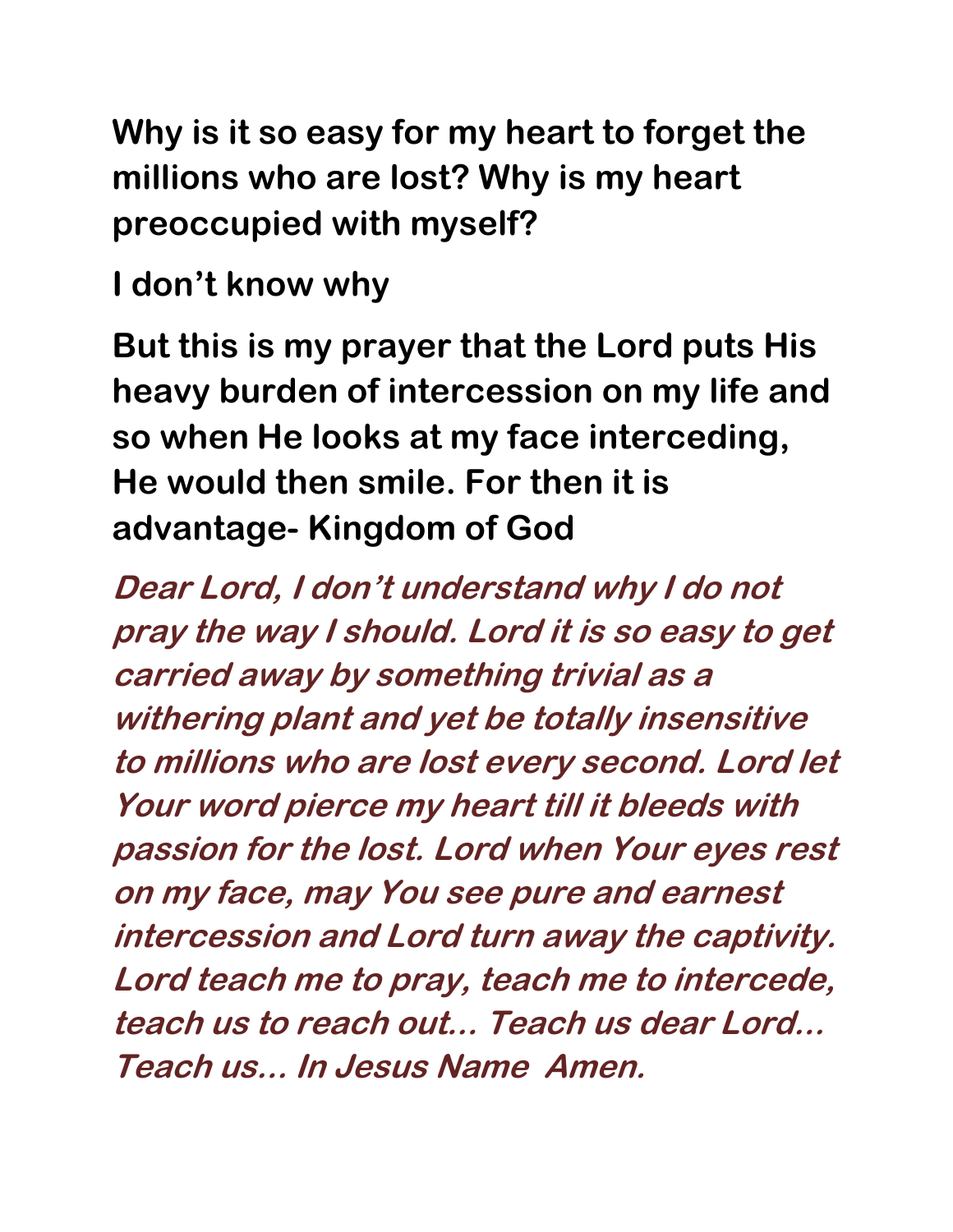**Why is it so easy for my heart to forget the millions who are lost? Why is my heart preoccupied with myself?**

**I don't know why**

**But this is my prayer that the Lord puts His heavy burden of intercession on my life and so when He looks at my face interceding, He would then smile. For then it is advantage- Kingdom of God**

***Dear Lord, I don't understand why I do not pray the way I should. Lord it is so easy to get carried away by something trivial as a withering plant and yet be totally insensitive to millions who are lost every second. Lord let Your word pierce my heart till it bleeds with passion for the lost. Lord when Your eyes rest on my face, may You see pure and earnest intercession and Lord turn away the captivity. Lord teach me to pray, teach me to intercede, teach us to reach out… Teach us dear Lord… Teach us… In Jesus Name Amen.***